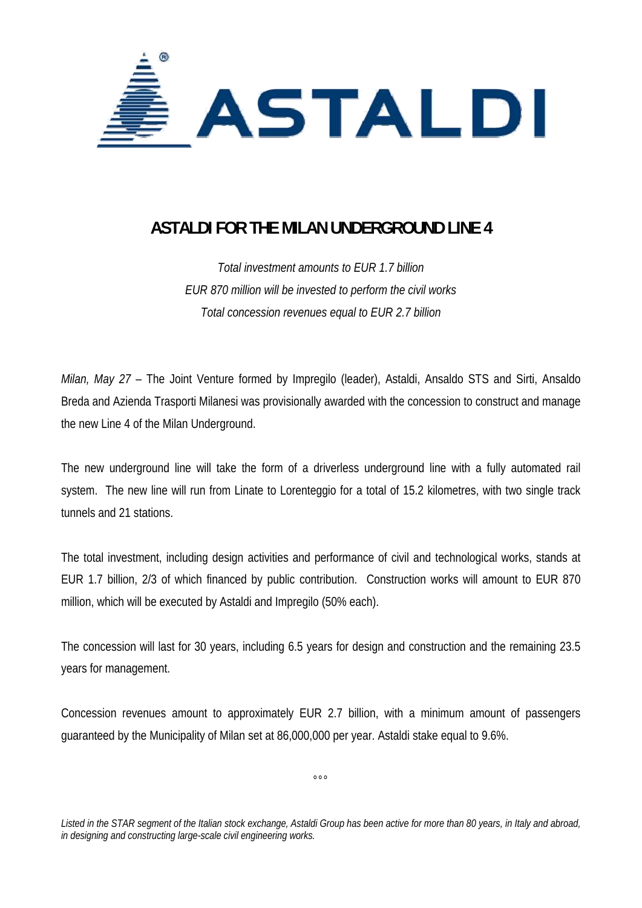# ASTALDI FOR THE MILAN UNDERGROUND LINE 4

*Total investment amounts to EUR 1.7 billion*
*EUR 870 million will be invested to perform the civil works*
*Total concession revenues equal to EUR 2.7 billion*

*Milan, May 27* – The Joint Venture formed by Impregilo (leader), Astaldi, Ansaldo STS and Sirti, Ansaldo Breda and Azienda Trasporti Milanesi was provisionally awarded with the concession to construct and manage the new Line 4 of the Milan Underground.

The new underground line will take the form of a driverless underground line with a fully automated rail system. The new line will run from Linate to Lorenteggio for a total of 15.2 kilometres, with two single track tunnels and 21 stations.

The total investment, including design activities and performance of civil and technological works, stands at EUR 1.7 billion, 2/3 of which financed by public contribution. Construction works will amount to EUR 870 million, which will be executed by Astaldi and Impregilo (50% each).

The concession will last for 30 years, including 6.5 years for design and construction and the remaining 23.5 years for management.

Concession revenues amount to approximately EUR 2.7 billion, with a minimum amount of passengers guaranteed by the Municipality of Milan set at 86,000,000 per year. Astaldi stake equal to 9.6%.

°°°

*Listed in the STAR segment of the Italian stock exchange, Astaldi Group has been active for more than 80 years, in Italy and abroad, in designing and constructing large-scale civil engineering works.*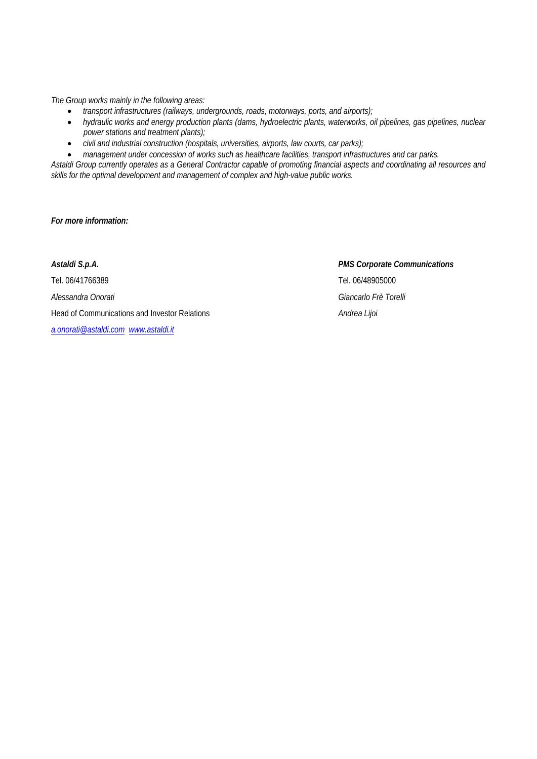*The Group works mainly in the following areas:*

- *transport infrastructures (railways, undergrounds, roads, motorways, ports, and airports);*
- *hydraulic works and energy production plants (dams, hydroelectric plants, waterworks, oil pipelines, gas pipelines, nuclear power stations and treatment plants);*
- *civil and industrial construction (hospitals, universities, airports, law courts, car parks);*
- *management under concession of works such as healthcare facilities, transport infrastructures and car parks.*

*Astaldi Group currently operates as a General Contractor capable of promoting financial aspects and coordinating all resources and skills for the optimal development and management of complex and high-value public works.*

***For more information:***

***Astaldi S.p.A.***

Tel. 06/41766389

*Alessandra Onorati*

Head of Communications and Investor Relations

*a.onorati@astaldi.com* *www.astaldi.it*

***PMS Corporate Communications***

Tel. 06/48905000

*Giancarlo Frè Torelli*

*Andrea Lijoi*